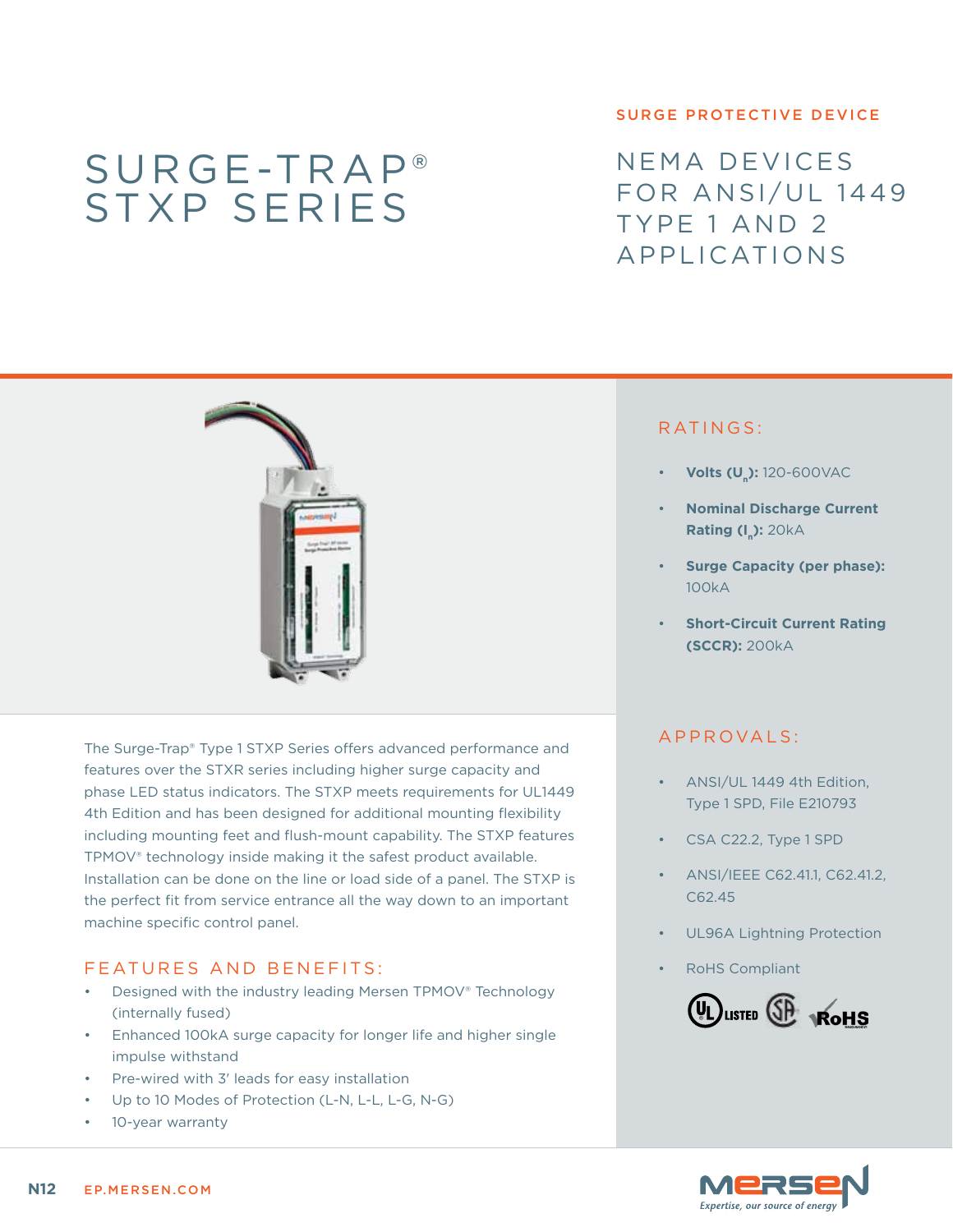# SURGE-TRAP® STXP SERIES

SURGE PROTECTIVE DEVICE

## NEMA DEVICES FOR ANSI/UL 1449 TYPE 1 AND 2 APPLICATIONS

The Surge-Trap® Type 1 STXP Series offers advanced performance and features over the STXR series including higher surge capacity and phase LED status indicators. The STXP meets requirements for UL1449 4th Edition and has been designed for additional mounting flexibility including mounting feet and flush-mount capability. The STXP features TPMOV® technology inside making it the safest product available. Installation can be done on the line or load side of a panel. The STXP is the perfect fit from service entrance all the way down to an important machine specific control panel.

### FEATURES AND BENEFITS:

- Designed with the industry leading Mersen TPMOV® Technology (internally fused)
- Enhanced 100kA surge capacity for longer life and higher single impulse withstand
- Pre-wired with 3' leads for easy installation
- Up to 10 Modes of Protection (L-N, L-L, L-G, N-G)
- 10-year warranty

### RATINGS:

- **Volts ($U_n$):** 120-600VAC
- **Nominal Discharge Current Rating ($I_n$):** 20kA
- **Surge Capacity (per phase):** 100kA
- **Short-Circuit Current Rating (SCCR):** 200kA

### APPROVALS:

- ANSI/UL 1449 4th Edition, Type 1 SPD, File E210793
- CSA C22.2, Type 1 SPD
- ANSI/IEEE C62.41.1, C62.41.2, C62.45
- UL96A Lightning Protection
- RoHS Compliant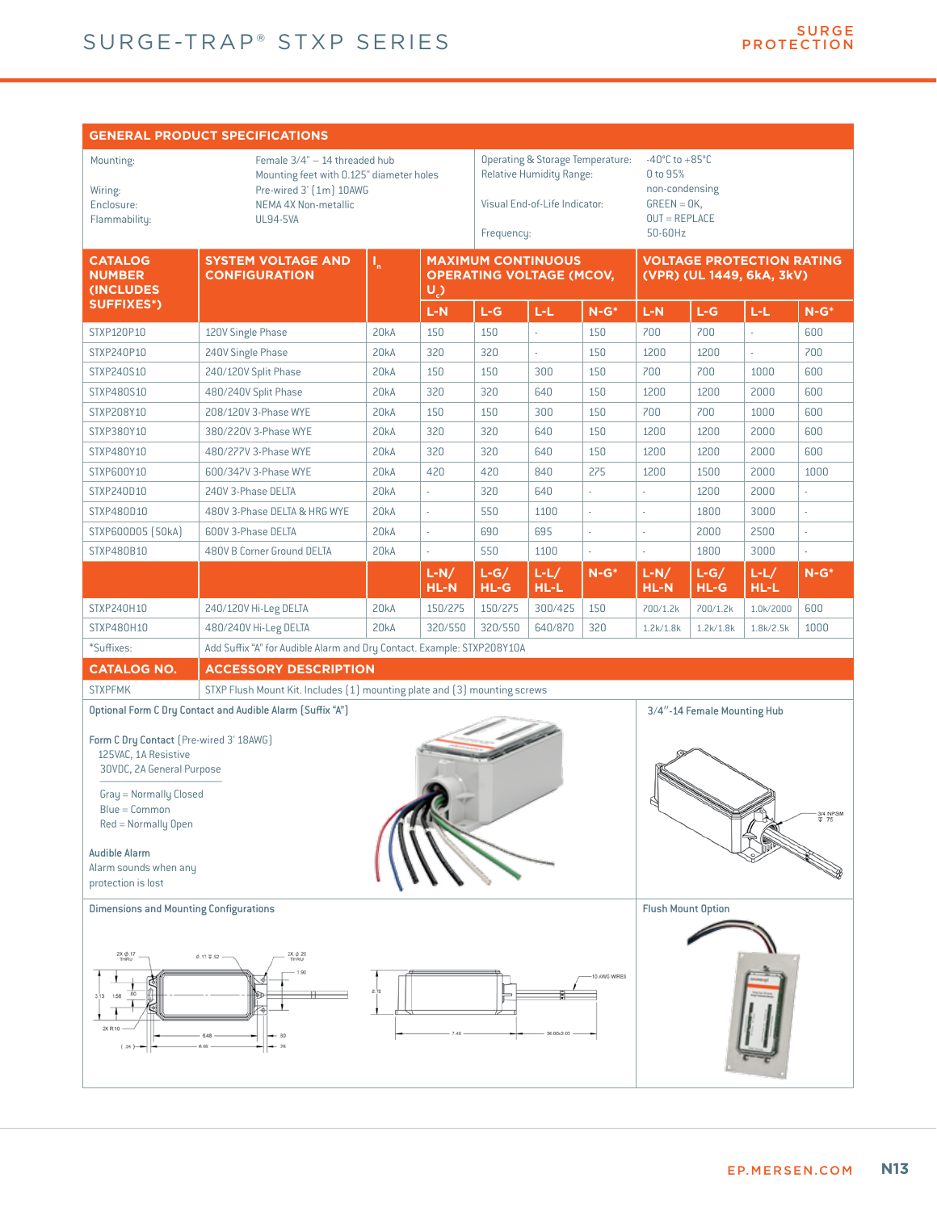# SURGE-TRAP® STXP SERIES

## GENERAL PRODUCT SPECIFICATIONS

| | | | |
|---|---|---|---|
| Mounting: | Female 3/4" – 14 threaded hub<br>Mounting feet with 0.125" diameter holes | Operating & Storage Temperature: | -40°C to +85°C |
| Wiring: | Pre-wired 3' (1m) 10AWG | Relative Humidity Range: | 0 to 95% non-condensing |
| Enclosure: | NEMA 4X Non-metallic | Visual End-of-Life Indicator: | GREEN = OK, OUT = REPLACE |
| Flammability: | UL94-5VA | Frequency: | 50-60Hz |

| CATALOG NUMBER (INCLUDES SUFFIXES*) | SYSTEM VOLTAGE AND CONFIGURATION | $I_n$ | MAXIMUM CONTINUOUS OPERATING VOLTAGE (MCOV, $U_c$) | | | | VOLTAGE PROTECTION RATING (VPR) (UL 1449, 6kA, 3kV) | | | |
|---|---|---|---|---|---|---|---|---|---|---|
| | | | L-N | L-G | L-L | N-G* | L-N | L-G | L-L | N-G* |
| STXP120P10 | 120V Single Phase | 20kA | 150 | 150 | - | 150 | 700 | 700 | - | 600 |
| STXP240P10 | 240V Single Phase | 20kA | 320 | 320 | - | 150 | 1200 | 1200 | - | 700 |
| STXP240S10 | 240/120V Split Phase | 20kA | 150 | 150 | 300 | 150 | 700 | 700 | 1000 | 600 |
| STXP480S10 | 480/240V Split Phase | 20kA | 320 | 320 | 640 | 150 | 1200 | 1200 | 2000 | 600 |
| STXP208Y10 | 208/120V 3-Phase WYE | 20kA | 150 | 150 | 300 | 150 | 700 | 700 | 1000 | 600 |
| STXP380Y10 | 380/220V 3-Phase WYE | 20kA | 320 | 320 | 640 | 150 | 1200 | 1200 | 2000 | 600 |
| STXP480Y10 | 480/277V 3-Phase WYE | 20kA | 320 | 320 | 640 | 150 | 1200 | 1200 | 2000 | 600 |
| STXP600Y10 | 600/347V 3-Phase WYE | 20kA | 420 | 420 | 840 | 275 | 1200 | 1500 | 2000 | 1000 |
| STXP240D10 | 240V 3-Phase DELTA | 20kA | - | 320 | 640 | - | - | 1200 | 2000 | - |
| STXP480D10 | 480V 3-Phase DELTA & HRG WYE | 20kA | - | 550 | 1100 | - | - | 1800 | 3000 | - |
| STXP600D05 (50kA) | 600V 3-Phase DELTA | 20kA | - | 690 | 695 | - | - | 2000 | 2500 | - |
| STXP480B10 | 480V B Corner Ground DELTA | 20kA | - | 550 | 1100 | - | - | 1800 | 3000 | - |
| | | | L-N/ HL-N | L-G/ HL-G | L-L/ HL-L | N-G* | L-N/ HL-N | L-G/ HL-G | L-L/ HL-L | N-G* |
| STXP240H10 | 240/120V Hi-Leg DELTA | 20kA | 150/275 | 150/275 | 300/425 | 150 | 700/1.2k | 700/1.2k | 1.0k/2000 | 600 |
| STXP480H10 | 480/240V Hi-Leg DELTA | 20kA | 320/550 | 320/550 | 640/870 | 320 | 1.2k/1.8k | 1.2k/1.8k | 1.8k/2.5k | 1000 |
| *Suffixes: | Add Suffix "A" for Audible Alarm and Dry Contact. Example: STXP208Y10A | | | | | | | | | |

| CATALOG NO. | ACCESSORY DESCRIPTION |
|---|---|
| STXPFMK | STXP Flush Mount Kit. Includes (1) mounting plate and (3) mounting screws |

### Optional Form C Dry Contact and Audible Alarm (Suffix "A")

**Form C Dry Contact** (Pre-wired 3' 18AWG)
125VAC, 1A Resistive
30VDC, 2A General Purpose

Gray = Normally Closed
Blue = Common
Red = Normally Open

**Audible Alarm**
Alarm sounds when any protection is lost

### 3/4"-14 Female Mounting Hub

3/4 NPSM
⊽ .75

### Dimensions and Mounting Configurations

2X Ø.17 THRU
Ø.17 ⊽ .52
2X Ø.20 THRU
1.90
3.13
1.58
.60
2X R.10
6.48
.30
(.24)
6.93
.26
2.72
10 AWG WIRES
7.49
36.00±2.00

### Flush Mount Option

EP.MERSEN.COM